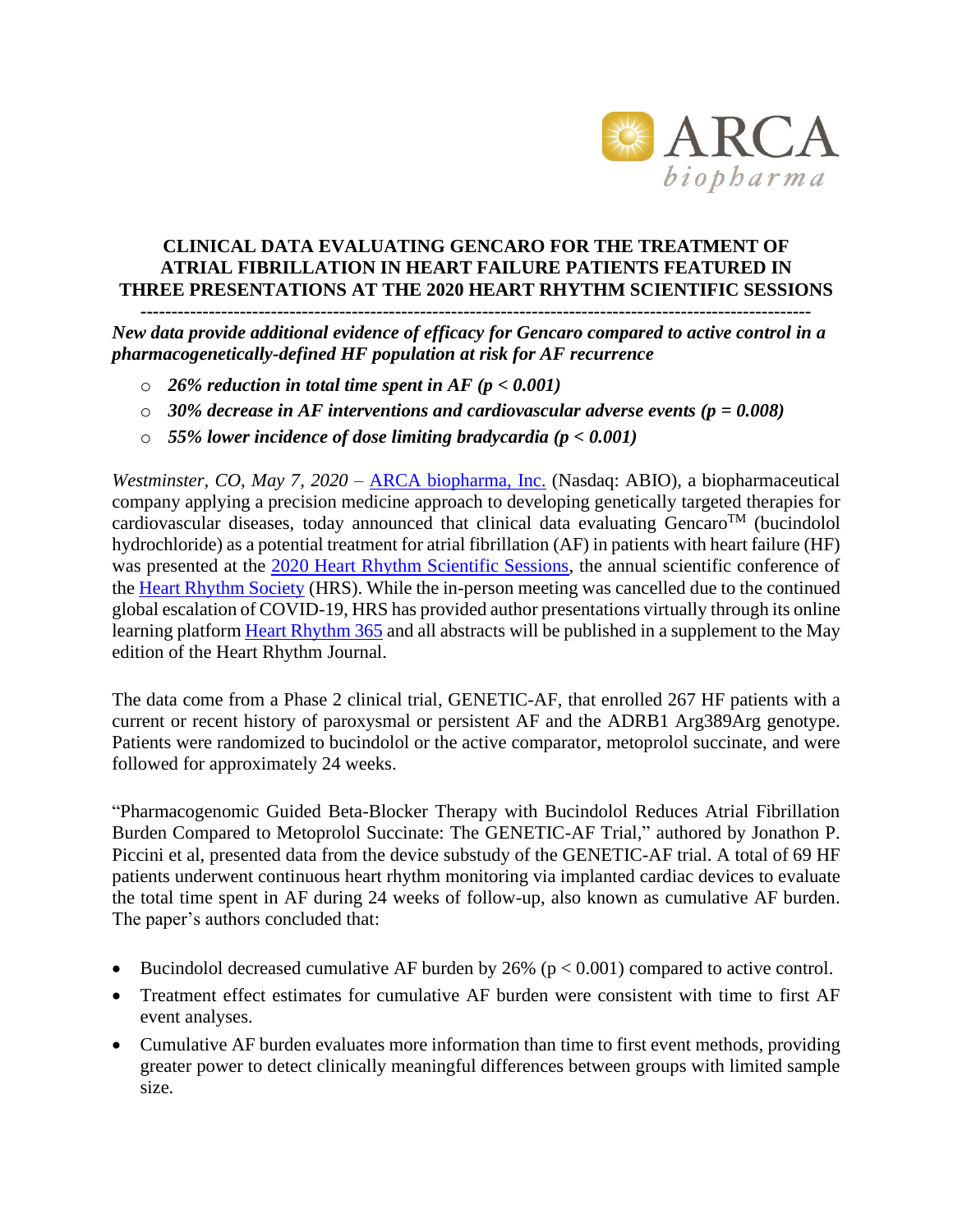# CLINICAL DATA EVALUATING GENCARO FOR THE TREATMENT OF ATRIAL FIBRILLATION IN HEART FAILURE PATIENTS FEATURED IN THREE PRESENTATIONS AT THE 2020 HEART RHYTHM SCIENTIFIC SESSIONS

---

***New data provide additional evidence of efficacy for Gencaro compared to active control in a pharmacogenetically-defined HF population at risk for AF recurrence***

- ***26% reduction in total time spent in AF ($p < 0.001$)***
- ***30% decrease in AF interventions and cardiovascular adverse events ($p = 0.008$)***
- ***55% lower incidence of dose limiting bradycardia ($p < 0.001$)***

*Westminster, CO, May 7, 2020* – ARCA biopharma, Inc. (Nasdaq: ABIO), a biopharmaceutical company applying a precision medicine approach to developing genetically targeted therapies for cardiovascular diseases, today announced that clinical data evaluating Gencaro™ (bucindolol hydrochloride) as a potential treatment for atrial fibrillation (AF) in patients with heart failure (HF) was presented at the 2020 Heart Rhythm Scientific Sessions, the annual scientific conference of the Heart Rhythm Society (HRS). While the in-person meeting was cancelled due to the continued global escalation of COVID-19, HRS has provided author presentations virtually through its online learning platform Heart Rhythm 365 and all abstracts will be published in a supplement to the May edition of the Heart Rhythm Journal.

The data come from a Phase 2 clinical trial, GENETIC-AF, that enrolled 267 HF patients with a current or recent history of paroxysmal or persistent AF and the ADRB1 Arg389Arg genotype. Patients were randomized to bucindolol or the active comparator, metoprolol succinate, and were followed for approximately 24 weeks.

"Pharmacogenomic Guided Beta-Blocker Therapy with Bucindolol Reduces Atrial Fibrillation Burden Compared to Metoprolol Succinate: The GENETIC-AF Trial," authored by Jonathon P. Piccini et al, presented data from the device substudy of the GENETIC-AF trial. A total of 69 HF patients underwent continuous heart rhythm monitoring via implanted cardiac devices to evaluate the total time spent in AF during 24 weeks of follow-up, also known as cumulative AF burden. The paper's authors concluded that:

- Bucindolol decreased cumulative AF burden by 26% ($p < 0.001$) compared to active control.
- Treatment effect estimates for cumulative AF burden were consistent with time to first AF event analyses.
- Cumulative AF burden evaluates more information than time to first event methods, providing greater power to detect clinically meaningful differences between groups with limited sample size.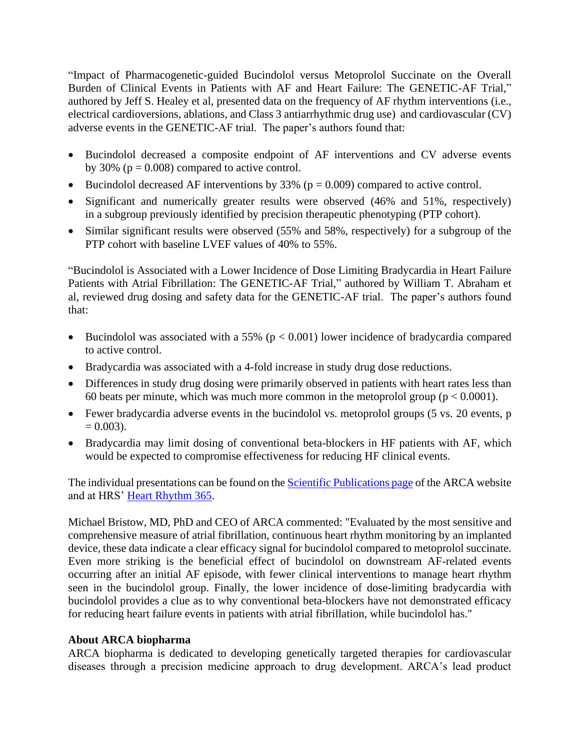"Impact of Pharmacogenetic-guided Bucindolol versus Metoprolol Succinate on the Overall Burden of Clinical Events in Patients with AF and Heart Failure: The GENETIC-AF Trial," authored by Jeff S. Healey et al, presented data on the frequency of AF rhythm interventions (i.e., electrical cardioversions, ablations, and Class 3 antiarrhythmic drug use) and cardiovascular (CV) adverse events in the GENETIC-AF trial. The paper's authors found that:

- Bucindolol decreased a composite endpoint of AF interventions and CV adverse events by 30% ($p = 0.008$) compared to active control.
- Bucindolol decreased AF interventions by 33% ($p = 0.009$) compared to active control.
- Significant and numerically greater results were observed (46% and 51%, respectively) in a subgroup previously identified by precision therapeutic phenotyping (PTP cohort).
- Similar significant results were observed (55% and 58%, respectively) for a subgroup of the PTP cohort with baseline LVEF values of 40% to 55%.

"Bucindolol is Associated with a Lower Incidence of Dose Limiting Bradycardia in Heart Failure Patients with Atrial Fibrillation: The GENETIC-AF Trial," authored by William T. Abraham et al, reviewed drug dosing and safety data for the GENETIC-AF trial. The paper's authors found that:

- Bucindolol was associated with a 55% ($p < 0.001$) lower incidence of bradycardia compared to active control.
- Bradycardia was associated with a 4-fold increase in study drug dose reductions.
- Differences in study drug dosing were primarily observed in patients with heart rates less than 60 beats per minute, which was much more common in the metoprolol group ($p < 0.0001$).
- Fewer bradycardia adverse events in the bucindolol vs. metoprolol groups (5 vs. 20 events, $p = 0.003$).
- Bradycardia may limit dosing of conventional beta-blockers in HF patients with AF, which would be expected to compromise effectiveness for reducing HF clinical events.

The individual presentations can be found on the Scientific Publications page of the ARCA website and at HRS' Heart Rhythm 365.

Michael Bristow, MD, PhD and CEO of ARCA commented: "Evaluated by the most sensitive and comprehensive measure of atrial fibrillation, continuous heart rhythm monitoring by an implanted device, these data indicate a clear efficacy signal for bucindolol compared to metoprolol succinate. Even more striking is the beneficial effect of bucindolol on downstream AF-related events occurring after an initial AF episode, with fewer clinical interventions to manage heart rhythm seen in the bucindolol group. Finally, the lower incidence of dose-limiting bradycardia with bucindolol provides a clue as to why conventional beta-blockers have not demonstrated efficacy for reducing heart failure events in patients with atrial fibrillation, while bucindolol has."

**About ARCA biopharma**

ARCA biopharma is dedicated to developing genetically targeted therapies for cardiovascular diseases through a precision medicine approach to drug development. ARCA's lead product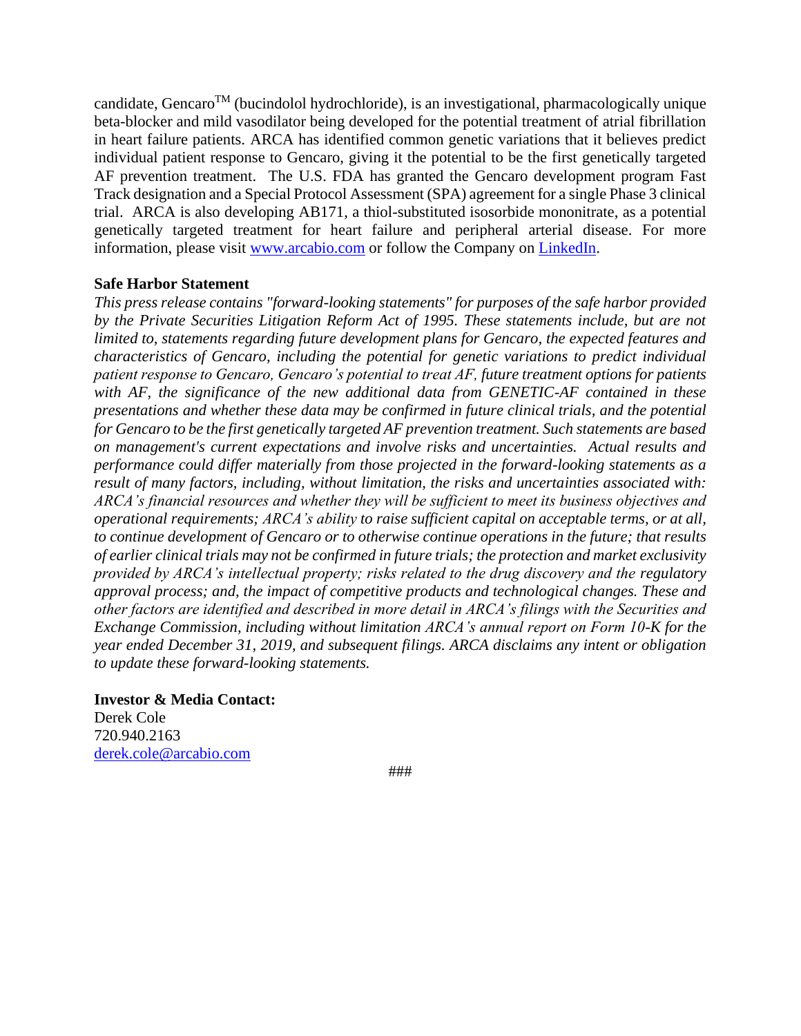candidate, Gencaro™ (bucindolol hydrochloride), is an investigational, pharmacologically unique beta-blocker and mild vasodilator being developed for the potential treatment of atrial fibrillation in heart failure patients. ARCA has identified common genetic variations that it believes predict individual patient response to Gencaro, giving it the potential to be the first genetically targeted AF prevention treatment. The U.S. FDA has granted the Gencaro development program Fast Track designation and a Special Protocol Assessment (SPA) agreement for a single Phase 3 clinical trial. ARCA is also developing AB171, a thiol-substituted isosorbide mononitrate, as a potential genetically targeted treatment for heart failure and peripheral arterial disease. For more information, please visit [www.arcabio.com](www.arcabio.com) or follow the Company on [LinkedIn]().

**Safe Harbor Statement**

*This press release contains "forward-looking statements" for purposes of the safe harbor provided by the Private Securities Litigation Reform Act of 1995. These statements include, but are not limited to, statements regarding future development plans for Gencaro, the expected features and characteristics of Gencaro, including the potential for genetic variations to predict individual patient response to Gencaro, Gencaro's potential to treat AF, future treatment options for patients with AF, the significance of the new additional data from GENETIC-AF contained in these presentations and whether these data may be confirmed in future clinical trials, and the potential for Gencaro to be the first genetically targeted AF prevention treatment. Such statements are based on management's current expectations and involve risks and uncertainties. Actual results and performance could differ materially from those projected in the forward-looking statements as a result of many factors, including, without limitation, the risks and uncertainties associated with: ARCA's financial resources and whether they will be sufficient to meet its business objectives and operational requirements; ARCA's ability to raise sufficient capital on acceptable terms, or at all, to continue development of Gencaro or to otherwise continue operations in the future; that results of earlier clinical trials may not be confirmed in future trials; the protection and market exclusivity provided by ARCA's intellectual property; risks related to the drug discovery and the regulatory approval process; and, the impact of competitive products and technological changes. These and other factors are identified and described in more detail in ARCA's filings with the Securities and Exchange Commission, including without limitation ARCA's annual report on Form 10-K for the year ended December 31, 2019, and subsequent filings. ARCA disclaims any intent or obligation to update these forward-looking statements.*

**Investor & Media Contact:**
Derek Cole
720.940.2163
[derek.cole@arcabio.com](mailto:derek.cole@arcabio.com)

###